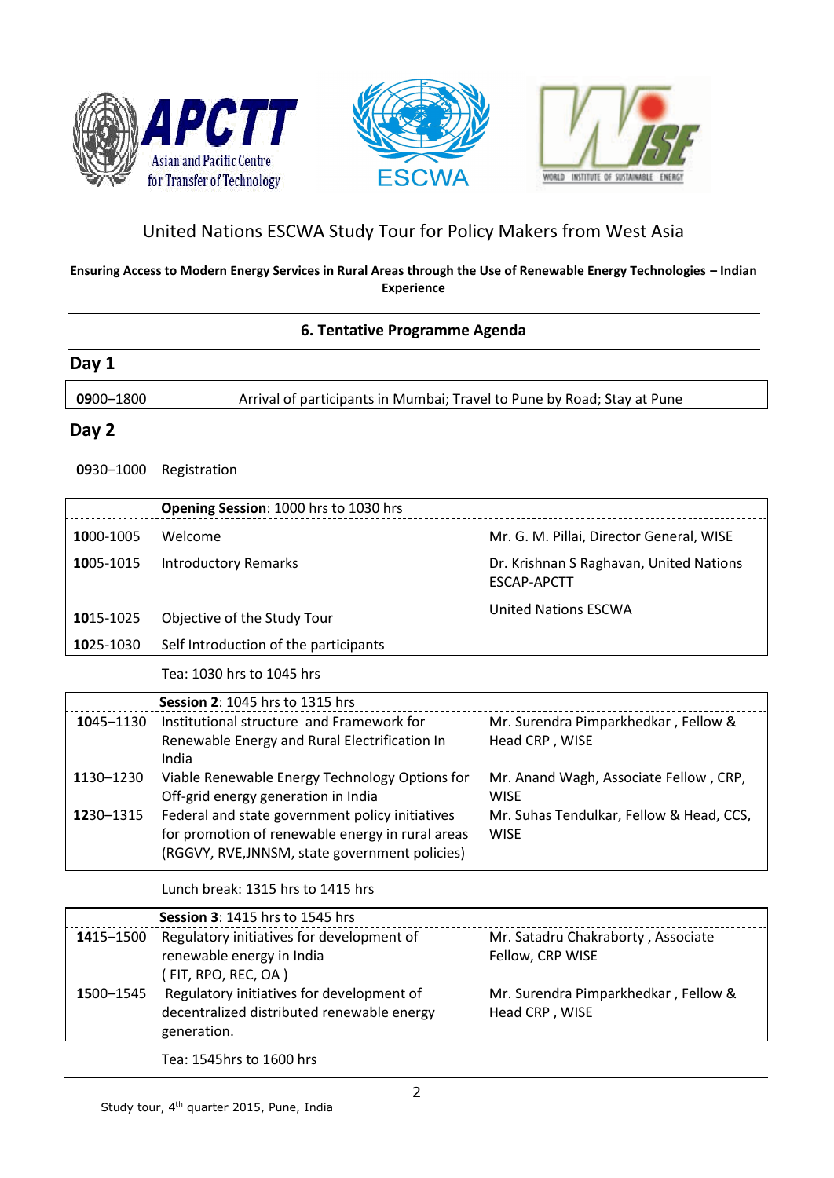United Nations ESCWA Study Tour for Policy Makers from West Asia

**Ensuring Access to Modern Energy Services in Rural Areas through the Use of Renewable Energy Technologies – Indian Experience**

## 6. Tentative Programme Agenda

### Day 1

| | |
|---|---|
| **09**00–1800 | Arrival of participants in Mumbai; Travel to Pune by Road; Stay at Pune |

### Day 2

**09**30–1000 Registration

| | **Opening Session**: 1000 hrs to 1030 hrs | |
|---|---|---|
| **10**00-1005 | Welcome | Mr. G. M. Pillai, Director General, WISE |
| **10**05-1015 | Introductory Remarks | Dr. Krishnan S Raghavan, United Nations ESCAP-APCTT |
| **10**15-1025 | Objective of the Study Tour | United Nations ESCWA |
| **10**25-1030 | Self Introduction of the participants | |

Tea: 1030 hrs to 1045 hrs

| | **Session 2**: 1045 hrs to 1315 hrs | |
|---|---|---|
| **10**45–1130 | Institutional structure and Framework for Renewable Energy and Rural Electrification In India | Mr. Surendra Pimparkhedkar , Fellow & Head CRP , WISE |
| **11**30–1230 | Viable Renewable Energy Technology Options for Off-grid energy generation in India | Mr. Anand Wagh, Associate Fellow , CRP, WISE |
| **12**30–1315 | Federal and state government policy initiatives for promotion of renewable energy in rural areas (RGGVY, RVE,JNNSM, state government policies) | Mr. Suhas Tendulkar, Fellow & Head, CCS, WISE |

Lunch break: 1315 hrs to 1415 hrs

| | **Session 3**: 1415 hrs to 1545 hrs | |
|---|---|---|
| **14**15–1500 | Regulatory initiatives for development of renewable energy in India ( FIT, RPO, REC, OA ) | Mr. Satadru Chakraborty , Associate Fellow, CRP WISE |
| **15**00–1545 | Regulatory initiatives for development of decentralized distributed renewable energy generation. | Mr. Surendra Pimparkhedkar , Fellow & Head CRP , WISE |

Tea: 1545hrs to 1600 hrs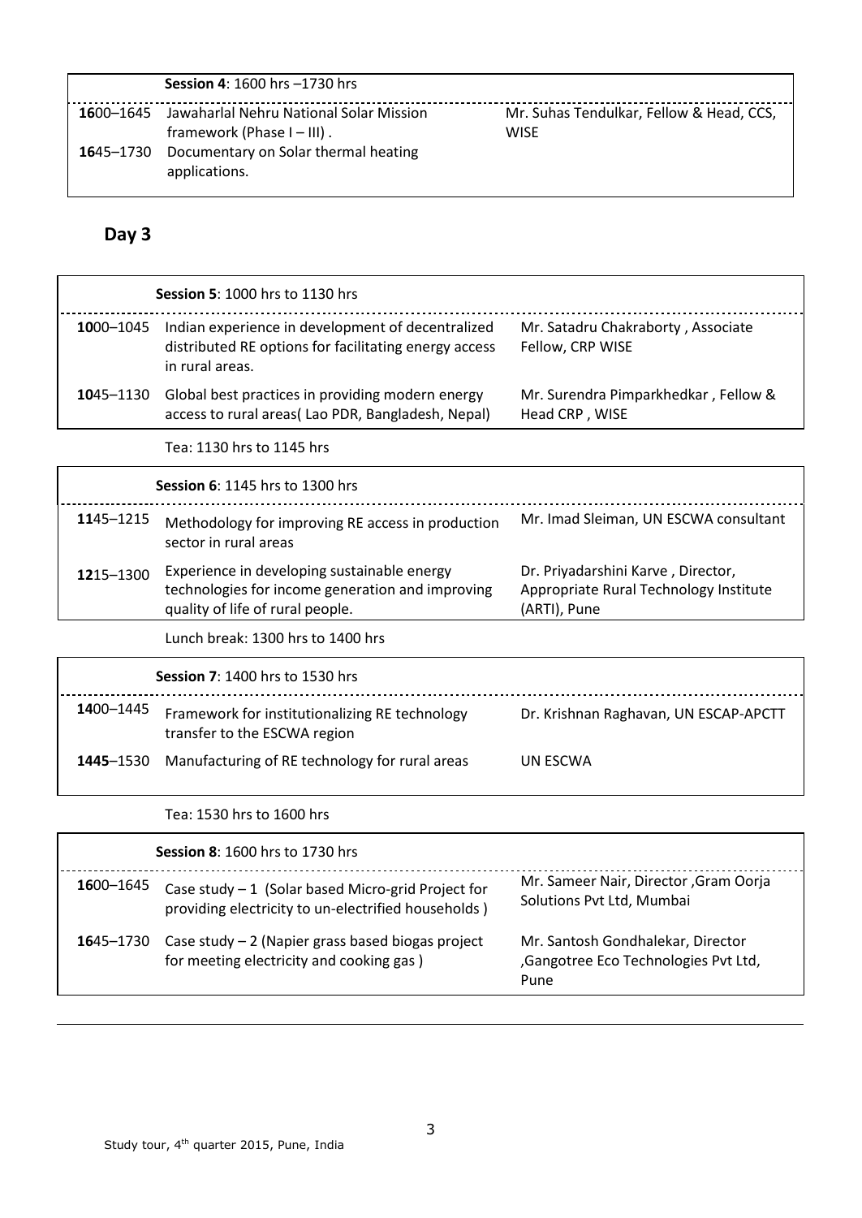| | **Session 4**: 1600 hrs –1730 hrs | |
|---|---|---|
| **16**00–1645 | Jawaharlal Nehru National Solar Mission framework (Phase I – III) . | Mr. Suhas Tendulkar, Fellow & Head, CCS, WISE |
| **16**45–1730 | Documentary on Solar thermal heating applications. | |

## Day 3

| | **Session 5**: 1000 hrs to 1130 hrs | |
|---|---|---|
| **10**00–1045 | Indian experience in development of decentralized distributed RE options for facilitating energy access in rural areas. | Mr. Satadru Chakraborty , Associate Fellow, CRP WISE |
| **10**45–1130 | Global best practices in providing modern energy access to rural areas( Lao PDR, Bangladesh, Nepal) | Mr. Surendra Pimparkhedkar , Fellow & Head CRP , WISE |

Tea: 1130 hrs to 1145 hrs

| | **Session 6**: 1145 hrs to 1300 hrs | |
|---|---|---|
| **11**45–1215 | Methodology for improving RE access in production sector in rural areas | Mr. Imad Sleiman, UN ESCWA consultant |
| **12**15–1300 | Experience in developing sustainable energy technologies for income generation and improving quality of life of rural people. | Dr. Priyadarshini Karve , Director, Appropriate Rural Technology Institute (ARTI), Pune |

Lunch break: 1300 hrs to 1400 hrs

| | **Session 7**: 1400 hrs to 1530 hrs | |
|---|---|---|
| **14**00–1445 | Framework for institutionalizing RE technology transfer to the ESCWA region | Dr. Krishnan Raghavan, UN ESCAP-APCTT |
| **1445**–1530 | Manufacturing of RE technology for rural areas | UN ESCWA |

Tea: 1530 hrs to 1600 hrs

| | **Session 8**: 1600 hrs to 1730 hrs | |
|---|---|---|
| **16**00–1645 | Case study – 1 (Solar based Micro-grid Project for providing electricity to un-electrified households ) | Mr. Sameer Nair, Director ,Gram Oorja Solutions Pvt Ltd, Mumbai |
| **16**45–1730 | Case study – 2 (Napier grass based biogas project for meeting electricity and cooking gas ) | Mr. Santosh Gondhalekar, Director ,Gangotree Eco Technologies Pvt Ltd, Pune |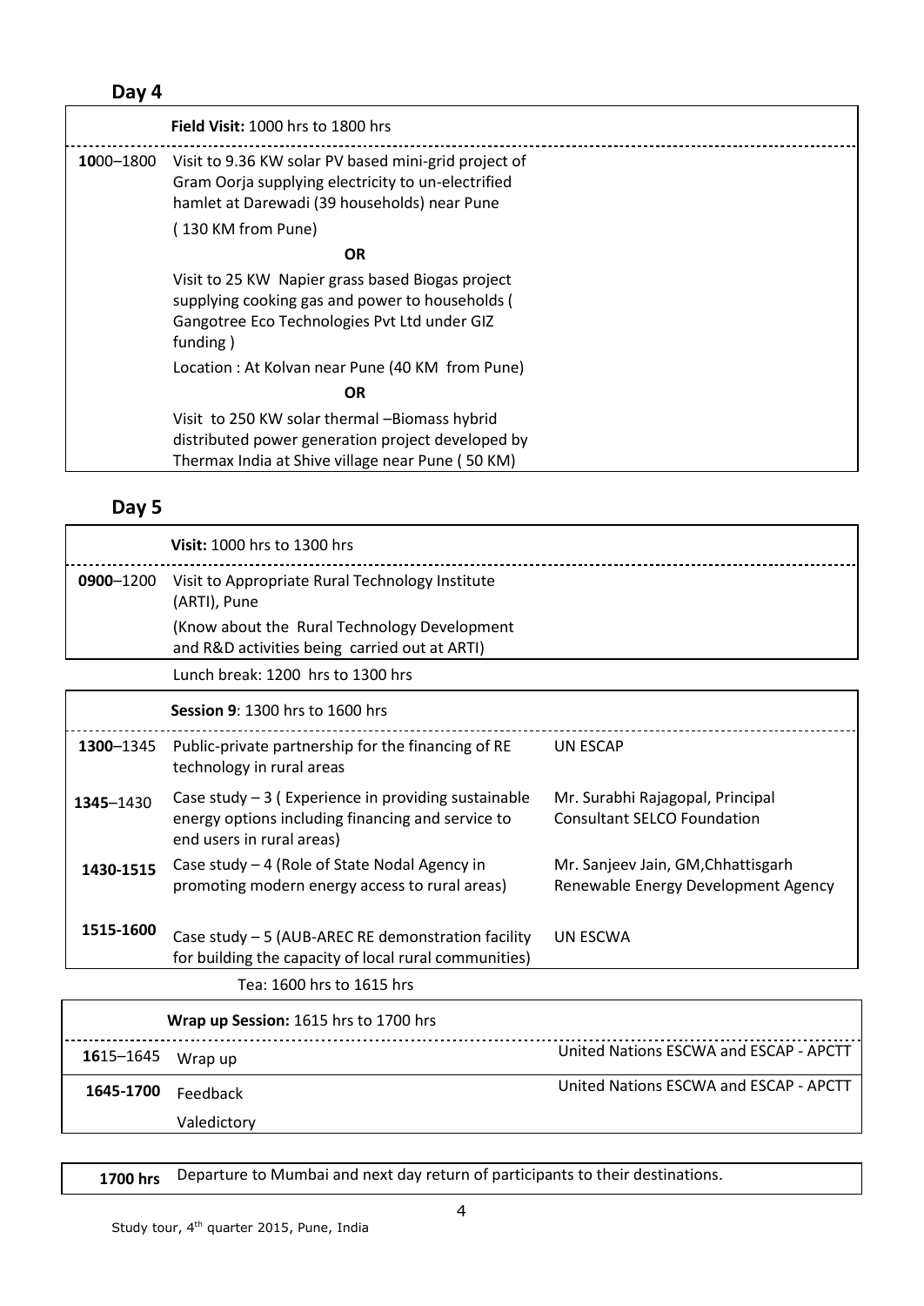## Day 4

| | | |
|---|---|---|
| | **Field Visit:** 1000 hrs to 1800 hrs | |
| **10**00–1800 | Visit to 9.36 KW solar PV based mini-grid project of Gram Oorja supplying electricity to un-electrified hamlet at Darewadi (39 households) near Pune<br>( 130 KM from Pune)<br>**OR**<br>Visit to 25 KW Napier grass based Biogas project supplying cooking gas and power to households ( Gangotree Eco Technologies Pvt Ltd under GIZ funding )<br>Location : At Kolvan near Pune (40 KM from Pune)<br>**OR**<br>Visit to 250 KW solar thermal –Biomass hybrid distributed power generation project developed by Thermax India at Shive village near Pune ( 50 KM) | |

## Day 5

| | | |
|---|---|---|
| | **Visit:** 1000 hrs to 1300 hrs | |
| **0900**–1200 | Visit to Appropriate Rural Technology Institute (ARTI), Pune<br>(Know about the Rural Technology Development and R&D activities being carried out at ARTI) | |
| | Lunch break: 1200 hrs to 1300 hrs | |
| | **Session 9**: 1300 hrs to 1600 hrs | |
| **1300**–1345 | Public-private partnership for the financing of RE technology in rural areas | UN ESCAP |
| **1345**–1430 | Case study – 3 ( Experience in providing sustainable energy options including financing and service to end users in rural areas) | Mr. Surabhi Rajagopal, Principal Consultant SELCO Foundation |
| **1430-1515** | Case study – 4 (Role of State Nodal Agency in promoting modern energy access to rural areas) | Mr. Sanjeev Jain, GM,Chhattisgarh Renewable Energy Development Agency |
| **1515-1600** | Case study – 5 (AUB-AREC RE demonstration facility for building the capacity of local rural communities) | UN ESCWA |
| | Tea: 1600 hrs to 1615 hrs | |
| | **Wrap up Session:** 1615 hrs to 1700 hrs | |
| **16**15–1645 | Wrap up | United Nations ESCWA and ESCAP - APCTT |
| **1645-1700** | Feedback<br>Valedictory | United Nations ESCWA and ESCAP - APCTT |

| | |
|---|---|
| **1700 hrs** | Departure to Mumbai and next day return of participants to their destinations. |